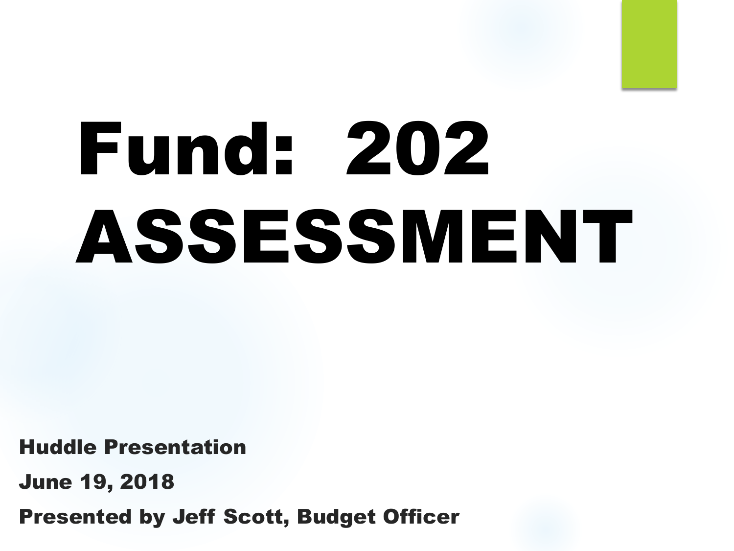# Fund: 202 ASSESSMENT

**Huddle Presentation**

**June 19, 2018**

**Presented by Jeff Scott, Budget Officer**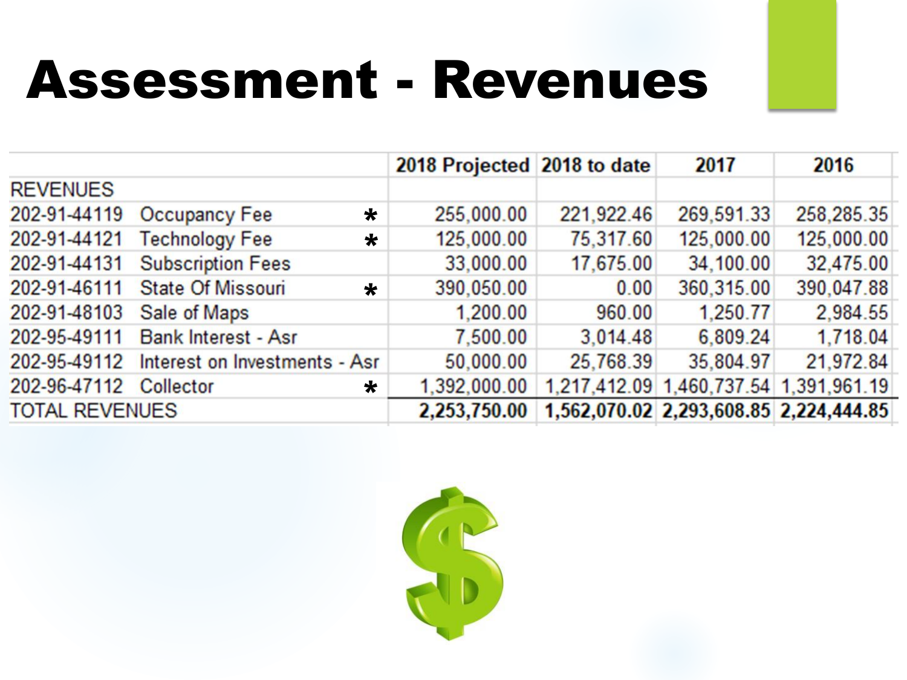# Assessment - Revenues

| | | | 2018 Projected | 2018 to date | 2017 | 2016 |
|---|---|---|---|---|---|---|
| REVENUES | | | | | | |
| 202-91-44119 | Occupancy Fee | * | 255,000.00 | 221,922.46 | 269,591.33 | 258,285.35 |
| 202-91-44121 | Technology Fee | * | 125,000.00 | 75,317.60 | 125,000.00 | 125,000.00 |
| 202-91-44131 | Subscription Fees | | 33,000.00 | 17,675.00 | 34,100.00 | 32,475.00 |
| 202-91-46111 | State Of Missouri | * | 390,050.00 | 0.00 | 360,315.00 | 390,047.88 |
| 202-91-48103 | Sale of Maps | | 1,200.00 | 960.00 | 1,250.77 | 2,984.55 |
| 202-95-49111 | Bank Interest - Asr | | 7,500.00 | 3,014.48 | 6,809.24 | 1,718.04 |
| 202-95-49112 | Interest on Investments - Asr | | 50,000.00 | 25,768.39 | 35,804.97 | 21,972.84 |
| 202-96-47112 | Collector | * | 1,392,000.00 | 1,217,412.09 | 1,460,737.54 | 1,391,961.19 |
| TOTAL REVENUES | | | **2,253,750.00** | **1,562,070.02** | **2,293,608.85** | **2,224,444.85** |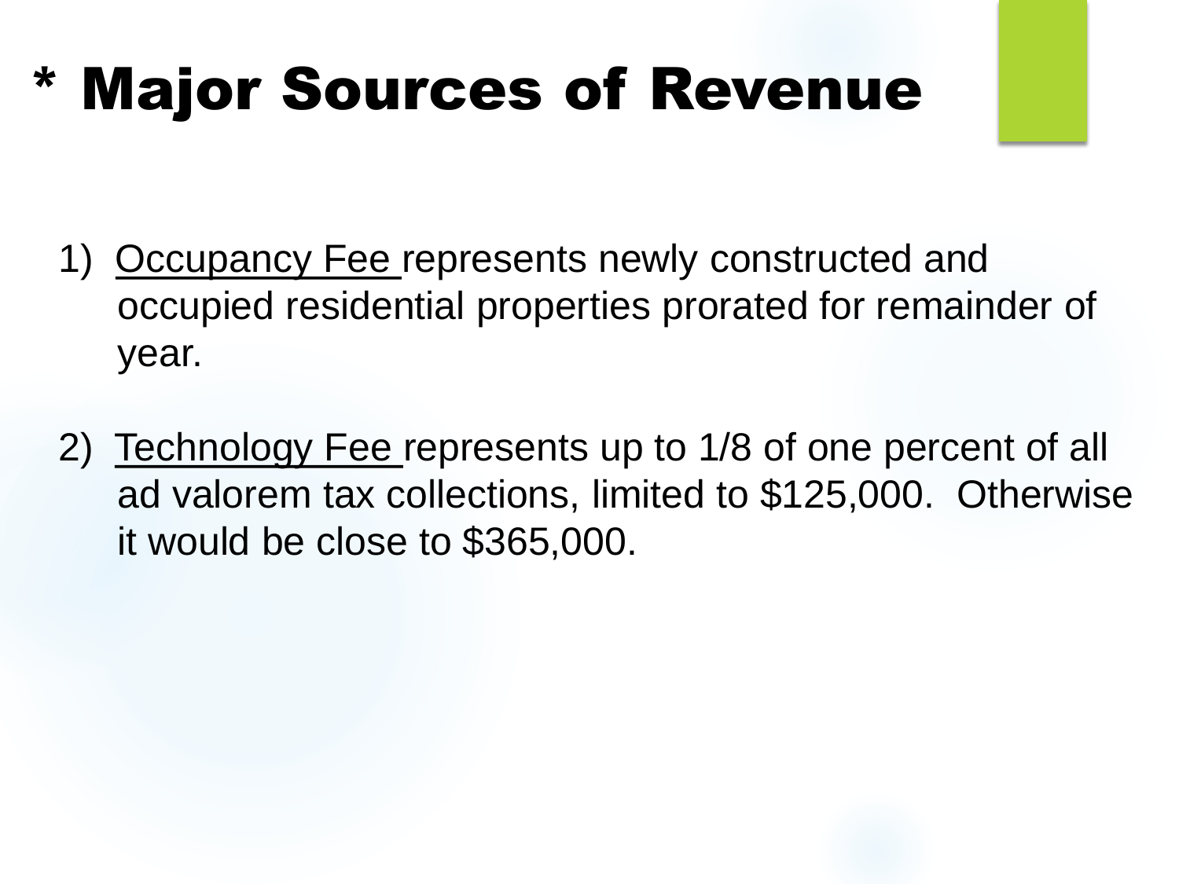# * Major Sources of Revenue

1) Occupancy Fee represents newly constructed and occupied residential properties prorated for remainder of year.

2) Technology Fee represents up to 1/8 of one percent of all ad valorem tax collections, limited to $125,000. Otherwise it would be close to $365,000.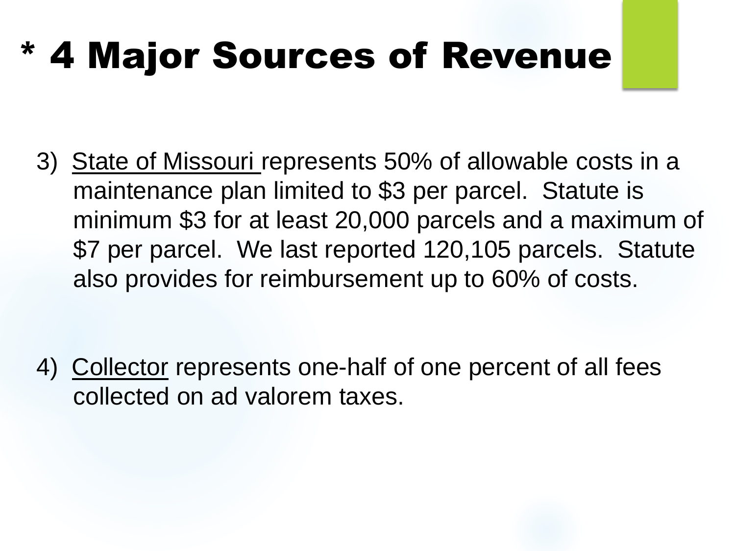# * 4 Major Sources of Revenue

3) State of Missouri represents 50% of allowable costs in a maintenance plan limited to $3 per parcel. Statute is minimum $3 for at least 20,000 parcels and a maximum of $7 per parcel. We last reported 120,105 parcels. Statute also provides for reimbursement up to 60% of costs.

4) Collector represents one-half of one percent of all fees collected on ad valorem taxes.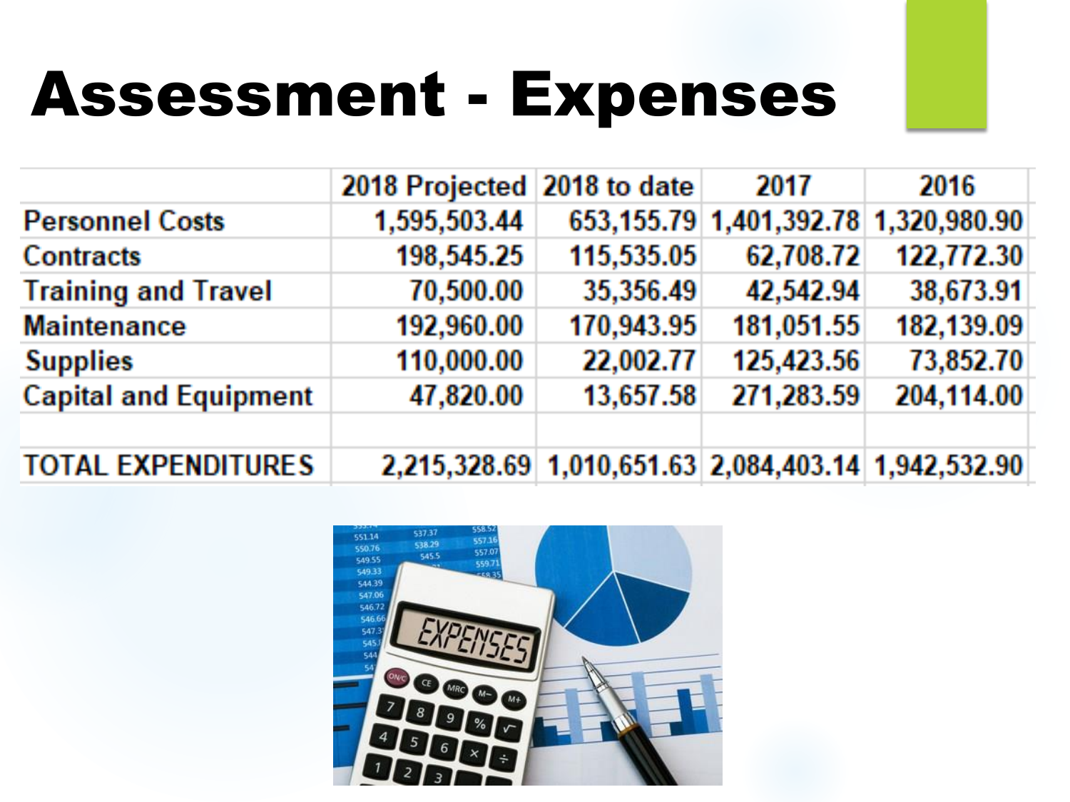# Assessment - Expenses

| | 2018 Projected | 2018 to date | 2017 | 2016 |
|---|---|---|---|---|
| Personnel Costs | 1,595,503.44 | 653,155.79 | 1,401,392.78 | 1,320,980.90 |
| Contracts | 198,545.25 | 115,535.05 | 62,708.72 | 122,772.30 |
| Training and Travel | 70,500.00 | 35,356.49 | 42,542.94 | 38,673.91 |
| Maintenance | 192,960.00 | 170,943.95 | 181,051.55 | 182,139.09 |
| Supplies | 110,000.00 | 22,002.77 | 125,423.56 | 73,852.70 |
| Capital and Equipment | 47,820.00 | 13,657.58 | 271,283.59 | 204,114.00 |
| | | | | |
| TOTAL EXPENDITURES | 2,215,328.69 | 1,010,651.63 | 2,084,403.14 | 1,942,532.90 |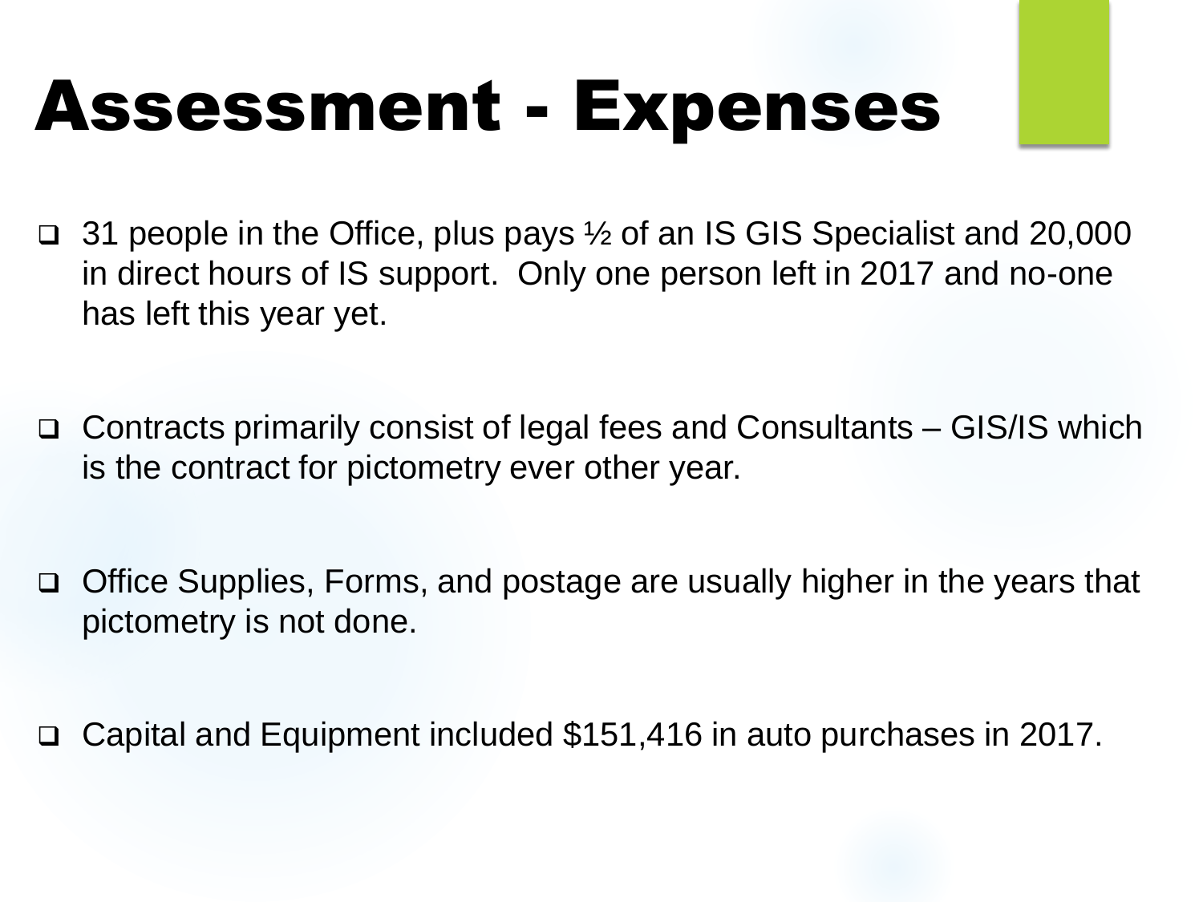# Assessment - Expenses

- 31 people in the Office, plus pays ½ of an IS GIS Specialist and 20,000 in direct hours of IS support. Only one person left in 2017 and no-one has left this year yet.
- Contracts primarily consist of legal fees and Consultants – GIS/IS which is the contract for pictometry ever other year.
- Office Supplies, Forms, and postage are usually higher in the years that pictometry is not done.
- Capital and Equipment included $151,416 in auto purchases in 2017.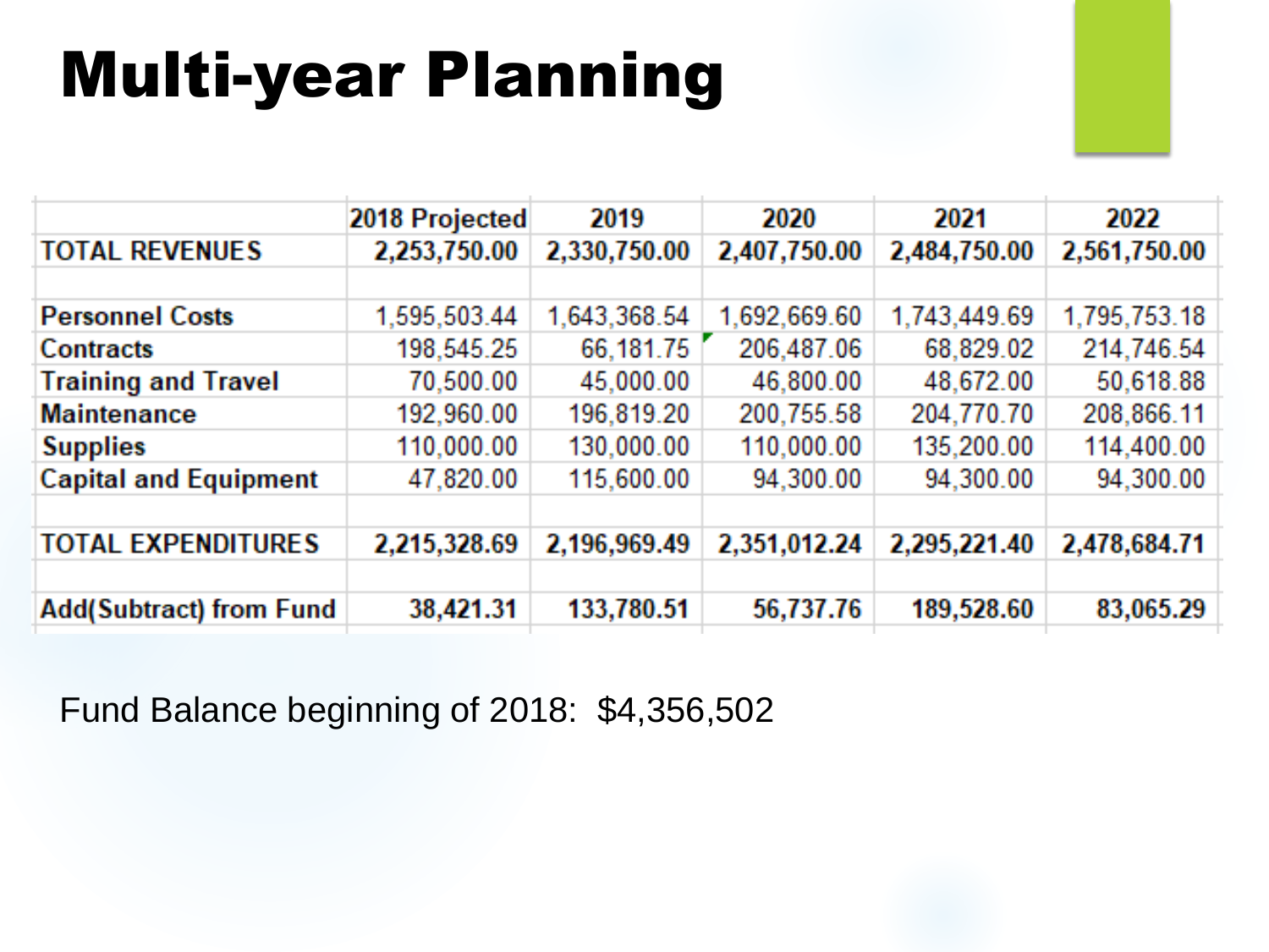# Multi-year Planning

| | 2018 Projected | 2019 | 2020 | 2021 | 2022 |
|---|---|---|---|---|---|
| TOTAL REVENUES | 2,253,750.00 | 2,330,750.00 | 2,407,750.00 | 2,484,750.00 | 2,561,750.00 |
| | | | | | |
| Personnel Costs | 1,595,503.44 | 1,643,368.54 | 1,692,669.60 | 1,743,449.69 | 1,795,753.18 |
| Contracts | 198,545.25 | 66,181.75 | 206,487.06 | 68,829.02 | 214,746.54 |
| Training and Travel | 70,500.00 | 45,000.00 | 46,800.00 | 48,672.00 | 50,618.88 |
| Maintenance | 192,960.00 | 196,819.20 | 200,755.58 | 204,770.70 | 208,866.11 |
| Supplies | 110,000.00 | 130,000.00 | 110,000.00 | 135,200.00 | 114,400.00 |
| Capital and Equipment | 47,820.00 | 115,600.00 | 94,300.00 | 94,300.00 | 94,300.00 |
| | | | | | |
| TOTAL EXPENDITURES | 2,215,328.69 | 2,196,969.49 | 2,351,012.24 | 2,295,221.40 | 2,478,684.71 |
| | | | | | |
| Add(Subtract) from Fund | 38,421.31 | 133,780.51 | 56,737.76 | 189,528.60 | 83,065.29 |

Fund Balance beginning of 2018: $4,356,502